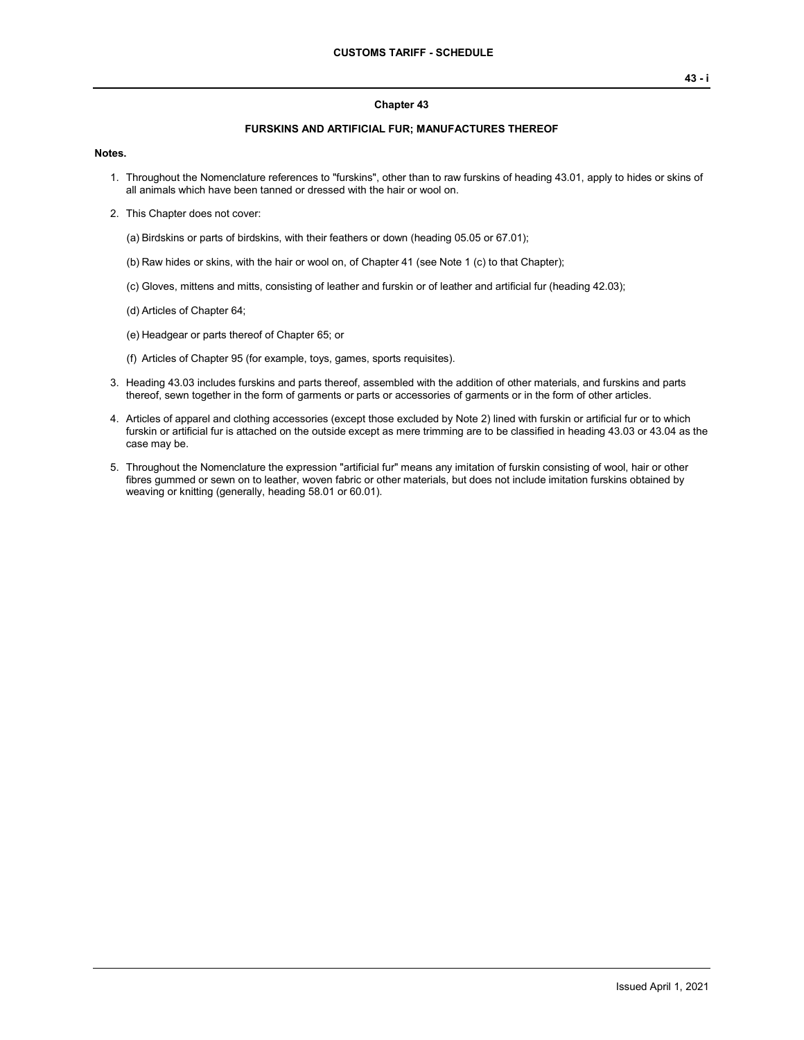## Chapter 43

### FURSKINS AND ARTIFICIAL FUR; MANUFACTURES THEREOF

**Notes.**

1. Throughout the Nomenclature references to "furskins", other than to raw furskins of heading 43.01, apply to hides or skins of all animals which have been tanned or dressed with the hair or wool on.

2. This Chapter does not cover:

   (a) Birdskins or parts of birdskins, with their feathers or down (heading 05.05 or 67.01);

   (b) Raw hides or skins, with the hair or wool on, of Chapter 41 (see Note 1 (c) to that Chapter);

   (c) Gloves, mittens and mitts, consisting of leather and furskin or of leather and artificial fur (heading 42.03);

   (d) Articles of Chapter 64;

   (e) Headgear or parts thereof of Chapter 65; or

   (f) Articles of Chapter 95 (for example, toys, games, sports requisites).

3. Heading 43.03 includes furskins and parts thereof, assembled with the addition of other materials, and furskins and parts thereof, sewn together in the form of garments or parts or accessories of garments or in the form of other articles.

4. Articles of apparel and clothing accessories (except those excluded by Note 2) lined with furskin or artificial fur or to which furskin or artificial fur is attached on the outside except as mere trimming are to be classified in heading 43.03 or 43.04 as the case may be.

5. Throughout the Nomenclature the expression "artificial fur" means any imitation of furskin consisting of wool, hair or other fibres gummed or sewn on to leather, woven fabric or other materials, but does not include imitation furskins obtained by weaving or knitting (generally, heading 58.01 or 60.01).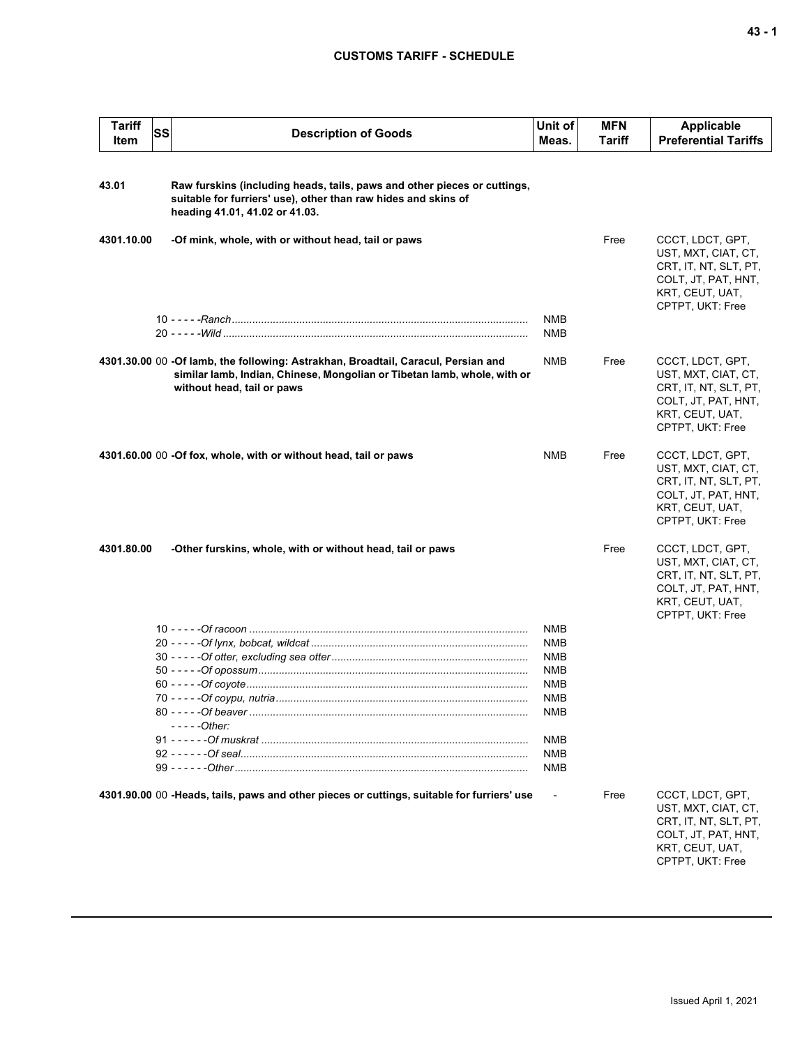| Tariff Item | SS | Description of Goods | Unit of Meas. | MFN Tariff | Applicable Preferential Tariffs |
|---|---|---|---|---|---|
| 43.01 | | Raw furskins (including heads, tails, paws and other pieces or cuttings, suitable for furriers' use), other than raw hides and skins of heading 41.01, 41.02 or 41.03. | | | |
| 4301.10.00 | | -Of mink, whole, with or without head, tail or paws | | Free | CCCT, LDCT, GPT, UST, MXT, CIAT, CT, CRT, IT, NT, SLT, PT, COLT, JT, PAT, HNT, KRT, CEUT, UAT, CPTPT, UKT: Free |
| | 10 | - - - - -*Ranch* | NMB | | |
| | 20 | - - - - -*Wild* | NMB | | |
| 4301.30.00 | 00 | -Of lamb, the following: Astrakhan, Broadtail, Caracul, Persian and similar lamb, Indian, Chinese, Mongolian or Tibetan lamb, whole, with or without head, tail or paws | NMB | Free | CCCT, LDCT, GPT, UST, MXT, CIAT, CT, CRT, IT, NT, SLT, PT, COLT, JT, PAT, HNT, KRT, CEUT, UAT, CPTPT, UKT: Free |
| 4301.60.00 | 00 | -Of fox, whole, with or without head, tail or paws | NMB | Free | CCCT, LDCT, GPT, UST, MXT, CIAT, CT, CRT, IT, NT, SLT, PT, COLT, JT, PAT, HNT, KRT, CEUT, UAT, CPTPT, UKT: Free |
| 4301.80.00 | | -Other furskins, whole, with or without head, tail or paws | | Free | CCCT, LDCT, GPT, UST, MXT, CIAT, CT, CRT, IT, NT, SLT, PT, COLT, JT, PAT, HNT, KRT, CEUT, UAT, CPTPT, UKT: Free |
| | 10 | - - - - -*Of racoon* | NMB | | |
| | 20 | - - - - -*Of lynx, bobcat, wildcat* | NMB | | |
| | 30 | - - - - -*Of otter, excluding sea otter* | NMB | | |
| | 50 | - - - - -*Of opossum* | NMB | | |
| | 60 | - - - - -*Of coyote* | NMB | | |
| | 70 | - - - - -*Of coypu, nutria* | NMB | | |
| | 80 | - - - - -*Of beaver* | NMB | | |
| | | - - - - -*Other:* | | | |
| | 91 | - - - - - -*Of muskrat* | NMB | | |
| | 92 | - - - - - -*Of seal* | NMB | | |
| | 99 | - - - - - -*Other* | NMB | | |
| 4301.90.00 | 00 | -Heads, tails, paws and other pieces or cuttings, suitable for furriers' use | - | Free | CCCT, LDCT, GPT, UST, MXT, CIAT, CT, CRT, IT, NT, SLT, PT, COLT, JT, PAT, HNT, KRT, CEUT, UAT, CPTPT, UKT: Free |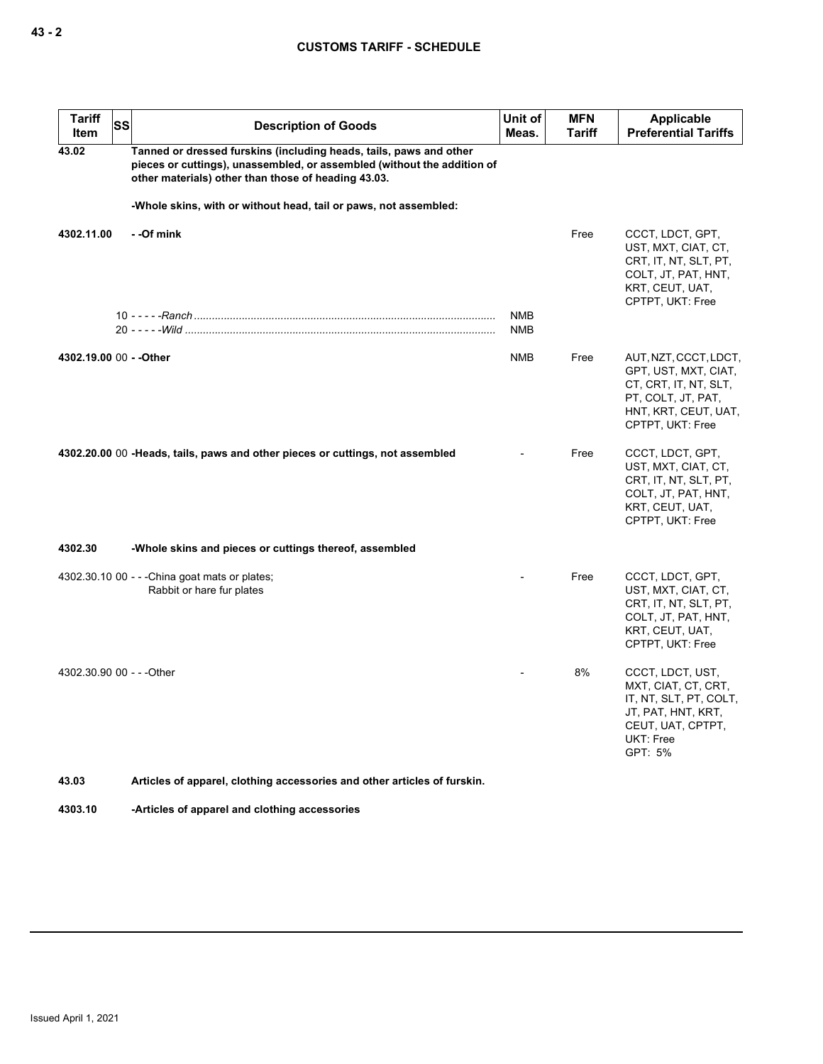| Tariff Item | SS | Description of Goods | Unit of Meas. | MFN Tariff | Applicable Preferential Tariffs |
|---|---|---|---|---|---|
| **43.02** | | **Tanned or dressed furskins (including heads, tails, paws and other pieces or cuttings), unassembled, or assembled (without the addition of other materials) other than those of heading 43.03.** | | | |
| | | **-Whole skins, with or without head, tail or paws, not assembled:** | | | |
| **4302.11.00** | | **- -Of mink** | | Free | CCCT, LDCT, GPT, UST, MXT, CIAT, CT, CRT, IT, NT, SLT, PT, COLT, JT, PAT, HNT, KRT, CEUT, UAT, CPTPT, UKT: Free |
| | 10 | - - - - -*Ranch* | NMB | | |
| | 20 | - - - - -*Wild* | NMB | | |
| **4302.19.00** | 00 | **- -Other** | NMB | Free | AUT, NZT, CCCT, LDCT, GPT, UST, MXT, CIAT, CT, CRT, IT, NT, SLT, PT, COLT, JT, PAT, HNT, KRT, CEUT, UAT, CPTPT, UKT: Free |
| **4302.20.00** | 00 | **-Heads, tails, paws and other pieces or cuttings, not assembled** | - | Free | CCCT, LDCT, GPT, UST, MXT, CIAT, CT, CRT, IT, NT, SLT, PT, COLT, JT, PAT, HNT, KRT, CEUT, UAT, CPTPT, UKT: Free |
| **4302.30** | | **-Whole skins and pieces or cuttings thereof, assembled** | | | |
| 4302.30.10 | 00 | - - -China goat mats or plates;<br>Rabbit or hare fur plates | - | Free | CCCT, LDCT, GPT, UST, MXT, CIAT, CT, CRT, IT, NT, SLT, PT, COLT, JT, PAT, HNT, KRT, CEUT, UAT, CPTPT, UKT: Free |
| 4302.30.90 | 00 | - - -Other | - | 8% | CCCT, LDCT, UST, MXT, CIAT, CT, CRT, IT, NT, SLT, PT, COLT, JT, PAT, HNT, KRT, CEUT, UAT, CPTPT, UKT: Free<br>GPT: 5% |
| **43.03** | | **Articles of apparel, clothing accessories and other articles of furskin.** | | | |
| **4303.10** | | **-Articles of apparel and clothing accessories** | | | |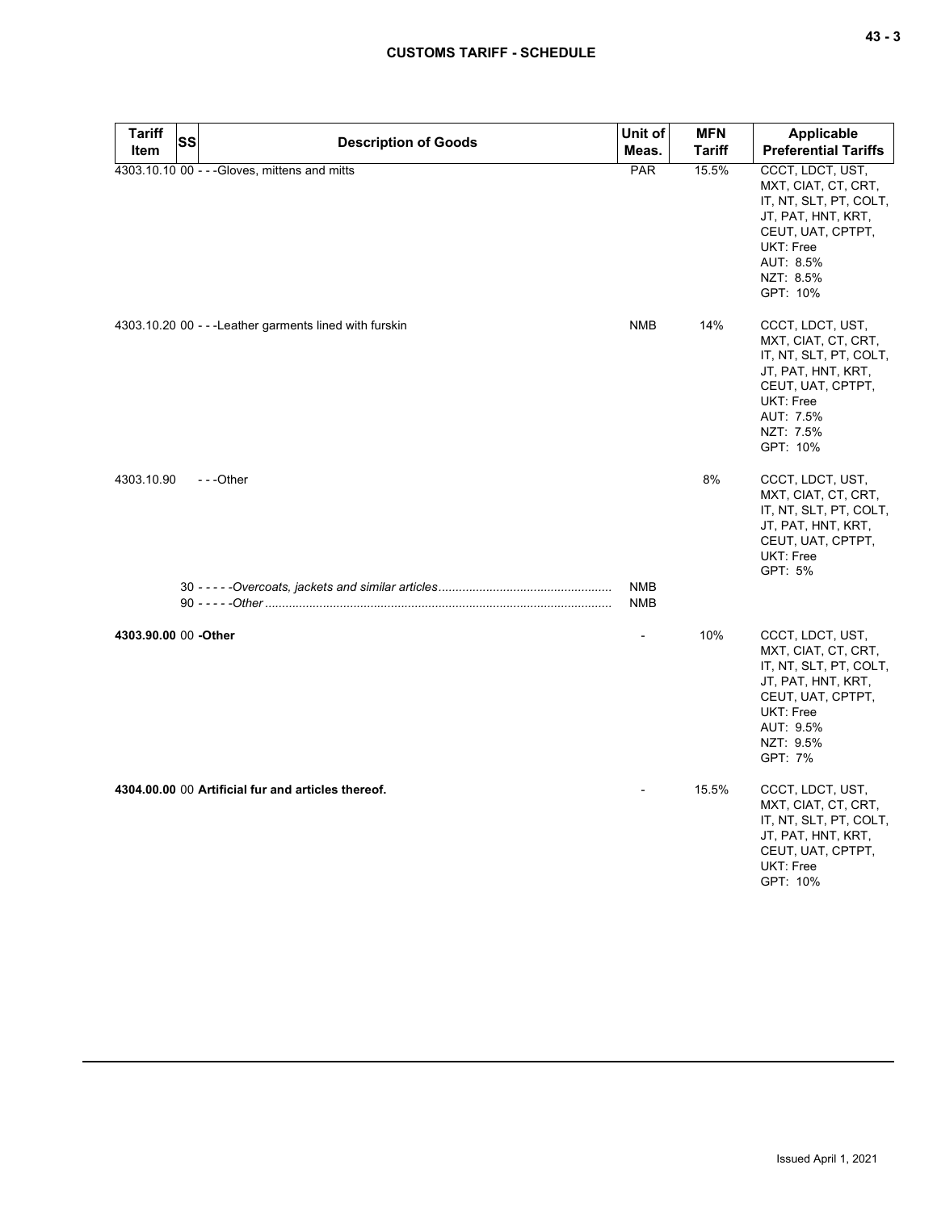| Tariff Item | SS | Description of Goods | Unit of Meas. | MFN Tariff | Applicable Preferential Tariffs |
|---|---|---|---|---|---|
| 4303.10.10 | 00 | - - -Gloves, mittens and mitts | PAR | 15.5% | CCCT, LDCT, UST, MXT, CIAT, CT, CRT, IT, NT, SLT, PT, COLT, JT, PAT, HNT, KRT, CEUT, UAT, CPTPT, UKT: Free<br>AUT: 8.5%<br>NZT: 8.5%<br>GPT: 10% |
| 4303.10.20 | 00 | - - -Leather garments lined with furskin | NMB | 14% | CCCT, LDCT, UST, MXT, CIAT, CT, CRT, IT, NT, SLT, PT, COLT, JT, PAT, HNT, KRT, CEUT, UAT, CPTPT, UKT: Free<br>AUT: 7.5%<br>NZT: 7.5%<br>GPT: 10% |
| 4303.10.90 | | - - -Other | | 8% | CCCT, LDCT, UST, MXT, CIAT, CT, CRT, IT, NT, SLT, PT, COLT, JT, PAT, HNT, KRT, CEUT, UAT, CPTPT, UKT: Free<br>GPT: 5% |
| | 30 | - - - - -*Overcoats, jackets and similar articles* | NMB | | |
| | 90 | - - - - -*Other* | NMB | | |
| **4303.90.00** | 00 | **-Other** | - | 10% | CCCT, LDCT, UST, MXT, CIAT, CT, CRT, IT, NT, SLT, PT, COLT, JT, PAT, HNT, KRT, CEUT, UAT, CPTPT, UKT: Free<br>AUT: 9.5%<br>NZT: 9.5%<br>GPT: 7% |
| **4304.00.00** | 00 | **Artificial fur and articles thereof.** | - | 15.5% | CCCT, LDCT, UST, MXT, CIAT, CT, CRT, IT, NT, SLT, PT, COLT, JT, PAT, HNT, KRT, CEUT, UAT, CPTPT, UKT: Free<br>GPT: 10% |